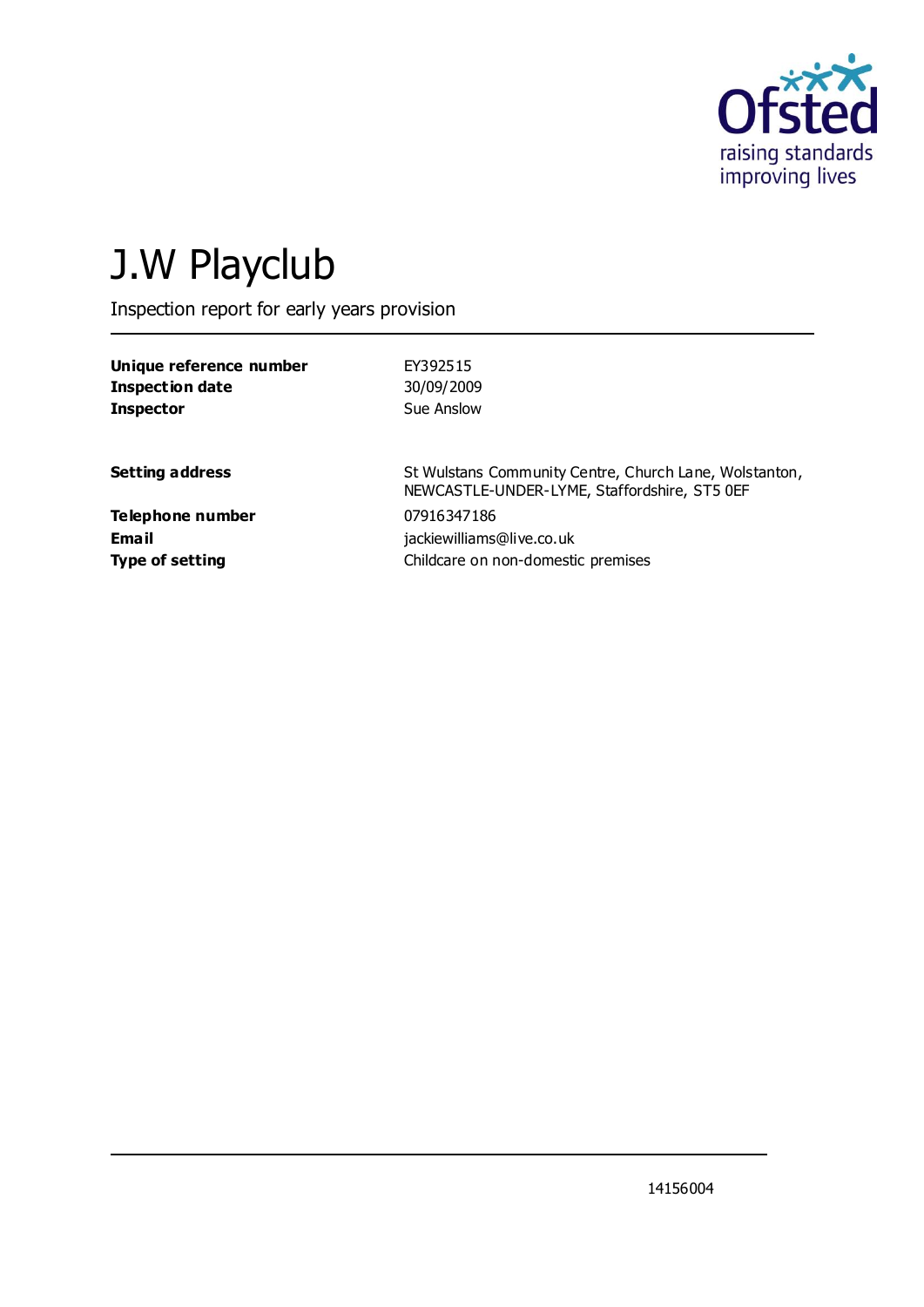# J.W Playclub

Inspection report for early years provision

| | |
|---|---|
| **Unique reference number** | EY392515 |
| **Inspection date** | 30/09/2009 |
| **Inspector** | Sue Anslow |

| | |
|---|---|
| **Setting address** | St Wulstans Community Centre, Church Lane, Wolstanton, NEWCASTLE-UNDER-LYME, Staffordshire, ST5 0EF |
| **Telephone number** | 07916347186 |
| **Email** | jackiewilliams@live.co.uk |
| **Type of setting** | Childcare on non-domestic premises |

14156004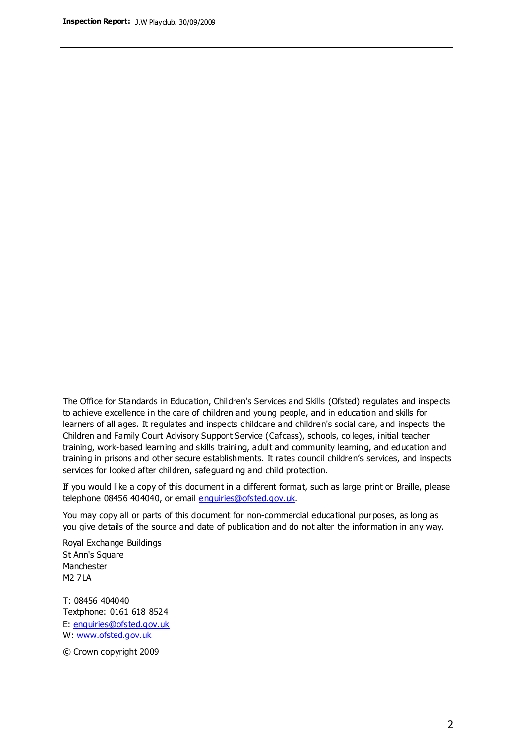The Office for Standards in Education, Children's Services and Skills (Ofsted) regulates and inspects to achieve excellence in the care of children and young people, and in education and skills for learners of all ages. It regulates and inspects childcare and children's social care, and inspects the Children and Family Court Advisory Support Service (Cafcass), schools, colleges, initial teacher training, work-based learning and skills training, adult and community learning, and education and training in prisons and other secure establishments. It rates council children's services, and inspects services for looked after children, safeguarding and child protection.

If you would like a copy of this document in a different format, such as large print or Braille, please telephone 08456 404040, or email enquiries@ofsted.gov.uk.

You may copy all or parts of this document for non-commercial educational purposes, as long as you give details of the source and date of publication and do not alter the information in any way.

Royal Exchange Buildings
St Ann's Square
Manchester
M2 7LA

T: 08456 404040
Textphone: 0161 618 8524
E: enquiries@ofsted.gov.uk
W: www.ofsted.gov.uk

© Crown copyright 2009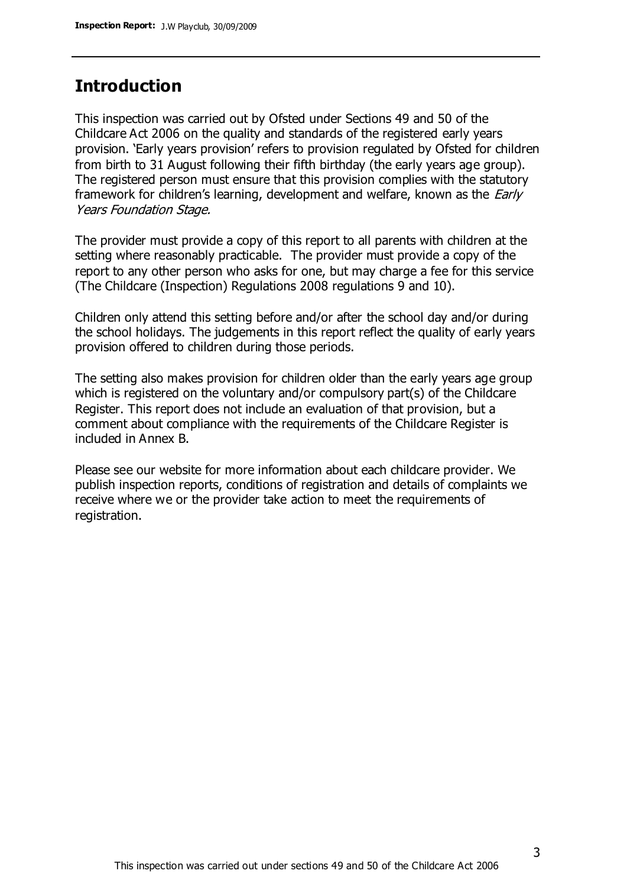## Introduction

This inspection was carried out by Ofsted under Sections 49 and 50 of the Childcare Act 2006 on the quality and standards of the registered early years provision. 'Early years provision' refers to provision regulated by Ofsted for children from birth to 31 August following their fifth birthday (the early years age group). The registered person must ensure that this provision complies with the statutory framework for children's learning, development and welfare, known as the *Early Years Foundation Stage*.

The provider must provide a copy of this report to all parents with children at the setting where reasonably practicable. The provider must provide a copy of the report to any other person who asks for one, but may charge a fee for this service (The Childcare (Inspection) Regulations 2008 regulations 9 and 10).

Children only attend this setting before and/or after the school day and/or during the school holidays. The judgements in this report reflect the quality of early years provision offered to children during those periods.

The setting also makes provision for children older than the early years age group which is registered on the voluntary and/or compulsory part(s) of the Childcare Register. This report does not include an evaluation of that provision, but a comment about compliance with the requirements of the Childcare Register is included in Annex B.

Please see our website for more information about each childcare provider. We publish inspection reports, conditions of registration and details of complaints we receive where we or the provider take action to meet the requirements of registration.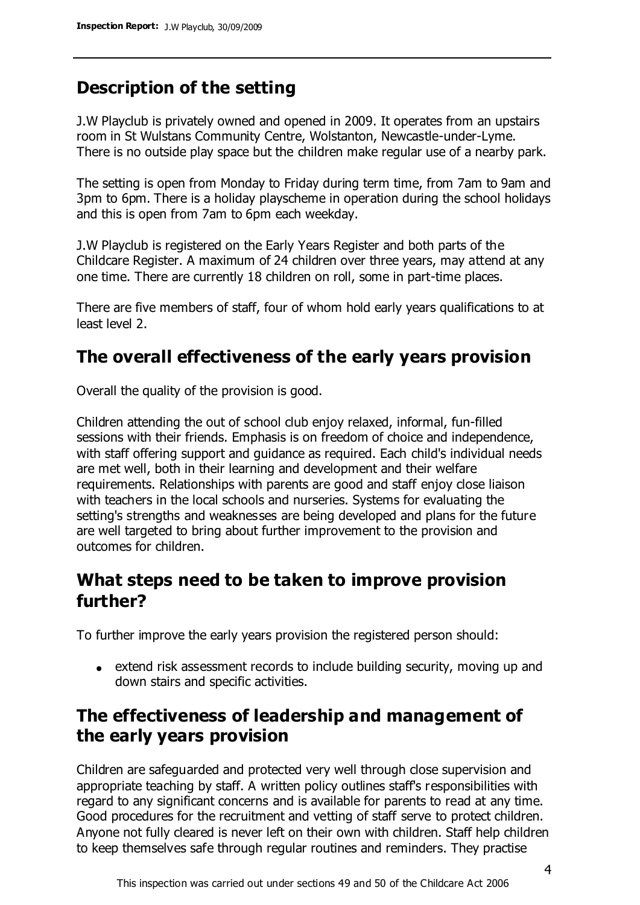## Description of the setting

J.W Playclub is privately owned and opened in 2009. It operates from an upstairs room in St Wulstans Community Centre, Wolstanton, Newcastle-under-Lyme. There is no outside play space but the children make regular use of a nearby park.

The setting is open from Monday to Friday during term time, from 7am to 9am and 3pm to 6pm. There is a holiday playscheme in operation during the school holidays and this is open from 7am to 6pm each weekday.

J.W Playclub is registered on the Early Years Register and both parts of the Childcare Register. A maximum of 24 children over three years, may attend at any one time. There are currently 18 children on roll, some in part-time places.

There are five members of staff, four of whom hold early years qualifications to at least level 2.

## The overall effectiveness of the early years provision

Overall the quality of the provision is good.

Children attending the out of school club enjoy relaxed, informal, fun-filled sessions with their friends. Emphasis is on freedom of choice and independence, with staff offering support and guidance as required. Each child's individual needs are met well, both in their learning and development and their welfare requirements. Relationships with parents are good and staff enjoy close liaison with teachers in the local schools and nurseries. Systems for evaluating the setting's strengths and weaknesses are being developed and plans for the future are well targeted to bring about further improvement to the provision and outcomes for children.

## What steps need to be taken to improve provision further?

To further improve the early years provision the registered person should:

- extend risk assessment records to include building security, moving up and down stairs and specific activities.

## The effectiveness of leadership and management of the early years provision

Children are safeguarded and protected very well through close supervision and appropriate teaching by staff. A written policy outlines staff's responsibilities with regard to any significant concerns and is available for parents to read at any time. Good procedures for the recruitment and vetting of staff serve to protect children. Anyone not fully cleared is never left on their own with children. Staff help children to keep themselves safe through regular routines and reminders. They practise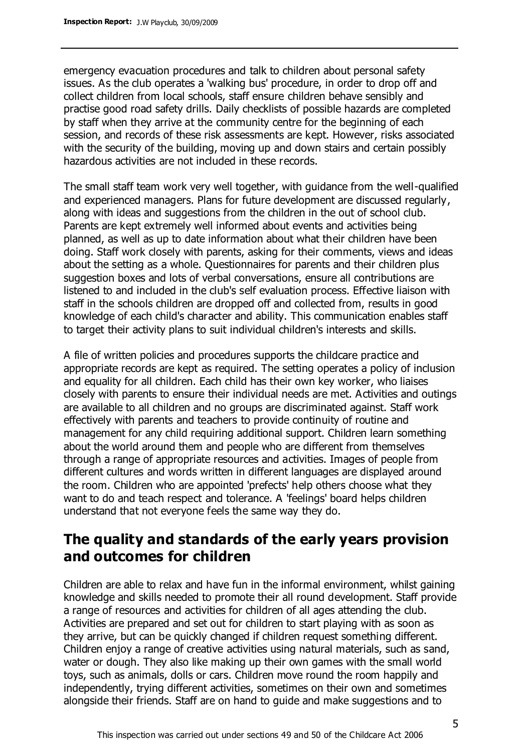emergency evacuation procedures and talk to children about personal safety issues. As the club operates a 'walking bus' procedure, in order to drop off and collect children from local schools, staff ensure children behave sensibly and practise good road safety drills. Daily checklists of possible hazards are completed by staff when they arrive at the community centre for the beginning of each session, and records of these risk assessments are kept. However, risks associated with the security of the building, moving up and down stairs and certain possibly hazardous activities are not included in these records.

The small staff team work very well together, with guidance from the well-qualified and experienced managers. Plans for future development are discussed regularly, along with ideas and suggestions from the children in the out of school club. Parents are kept extremely well informed about events and activities being planned, as well as up to date information about what their children have been doing. Staff work closely with parents, asking for their comments, views and ideas about the setting as a whole. Questionnaires for parents and their children plus suggestion boxes and lots of verbal conversations, ensure all contributions are listened to and included in the club's self evaluation process. Effective liaison with staff in the schools children are dropped off and collected from, results in good knowledge of each child's character and ability. This communication enables staff to target their activity plans to suit individual children's interests and skills.

A file of written policies and procedures supports the childcare practice and appropriate records are kept as required. The setting operates a policy of inclusion and equality for all children. Each child has their own key worker, who liaises closely with parents to ensure their individual needs are met. Activities and outings are available to all children and no groups are discriminated against. Staff work effectively with parents and teachers to provide continuity of routine and management for any child requiring additional support. Children learn something about the world around them and people who are different from themselves through a range of appropriate resources and activities. Images of people from different cultures and words written in different languages are displayed around the room. Children who are appointed 'prefects' help others choose what they want to do and teach respect and tolerance. A 'feelings' board helps children understand that not everyone feels the same way they do.

## The quality and standards of the early years provision and outcomes for children

Children are able to relax and have fun in the informal environment, whilst gaining knowledge and skills needed to promote their all round development. Staff provide a range of resources and activities for children of all ages attending the club. Activities are prepared and set out for children to start playing with as soon as they arrive, but can be quickly changed if children request something different. Children enjoy a range of creative activities using natural materials, such as sand, water or dough. They also like making up their own games with the small world toys, such as animals, dolls or cars. Children move round the room happily and independently, trying different activities, sometimes on their own and sometimes alongside their friends. Staff are on hand to guide and make suggestions and to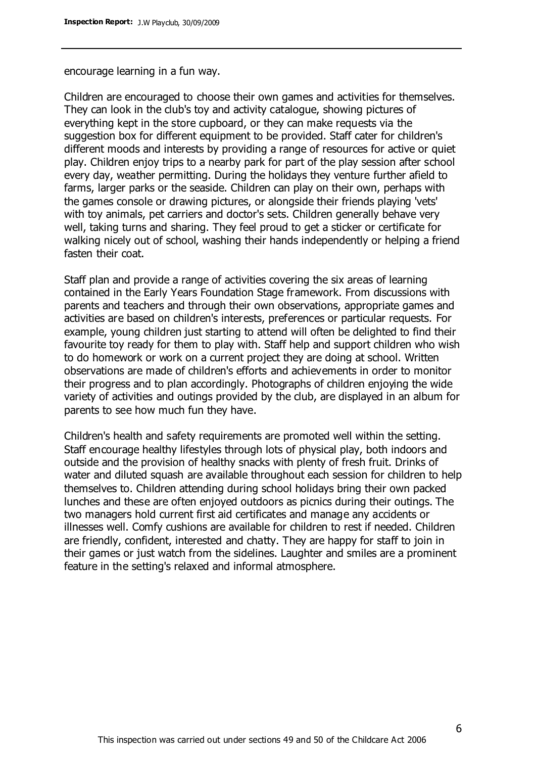encourage learning in a fun way.

Children are encouraged to choose their own games and activities for themselves. They can look in the club's toy and activity catalogue, showing pictures of everything kept in the store cupboard, or they can make requests via the suggestion box for different equipment to be provided. Staff cater for children's different moods and interests by providing a range of resources for active or quiet play. Children enjoy trips to a nearby park for part of the play session after school every day, weather permitting. During the holidays they venture further afield to farms, larger parks or the seaside. Children can play on their own, perhaps with the games console or drawing pictures, or alongside their friends playing 'vets' with toy animals, pet carriers and doctor's sets. Children generally behave very well, taking turns and sharing. They feel proud to get a sticker or certificate for walking nicely out of school, washing their hands independently or helping a friend fasten their coat.

Staff plan and provide a range of activities covering the six areas of learning contained in the Early Years Foundation Stage framework. From discussions with parents and teachers and through their own observations, appropriate games and activities are based on children's interests, preferences or particular requests. For example, young children just starting to attend will often be delighted to find their favourite toy ready for them to play with. Staff help and support children who wish to do homework or work on a current project they are doing at school. Written observations are made of children's efforts and achievements in order to monitor their progress and to plan accordingly. Photographs of children enjoying the wide variety of activities and outings provided by the club, are displayed in an album for parents to see how much fun they have.

Children's health and safety requirements are promoted well within the setting. Staff encourage healthy lifestyles through lots of physical play, both indoors and outside and the provision of healthy snacks with plenty of fresh fruit. Drinks of water and diluted squash are available throughout each session for children to help themselves to. Children attending during school holidays bring their own packed lunches and these are often enjoyed outdoors as picnics during their outings. The two managers hold current first aid certificates and manage any accidents or illnesses well. Comfy cushions are available for children to rest if needed. Children are friendly, confident, interested and chatty. They are happy for staff to join in their games or just watch from the sidelines. Laughter and smiles are a prominent feature in the setting's relaxed and informal atmosphere.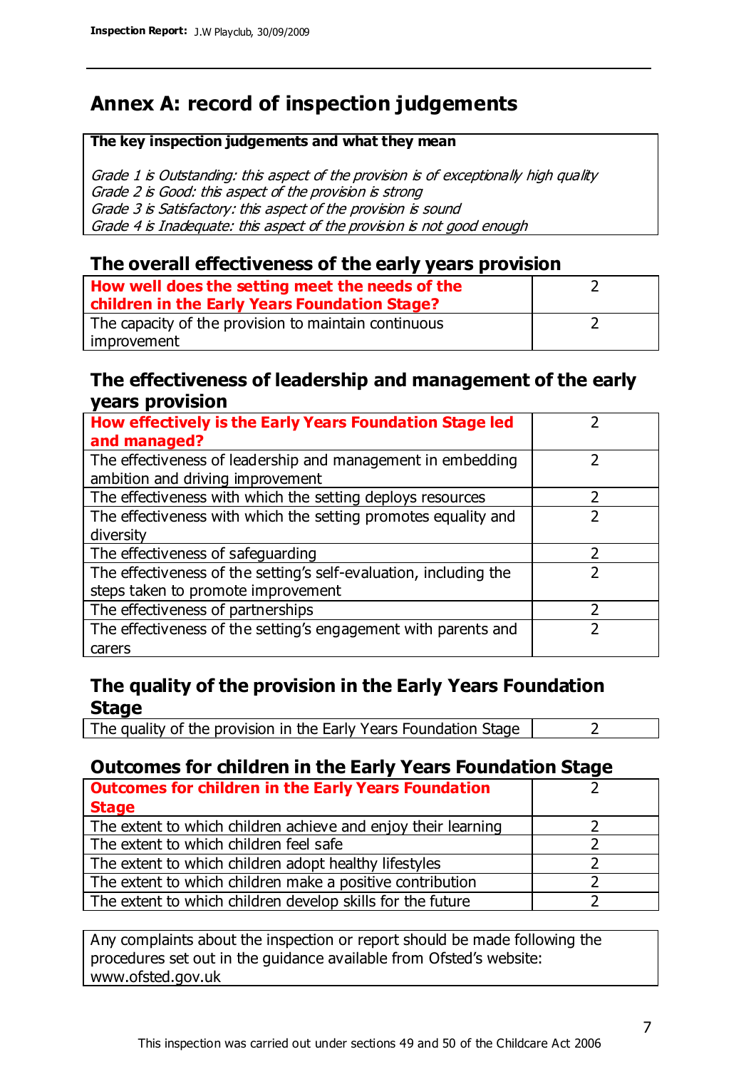# Annex A: record of inspection judgements

**The key inspection judgements and what they mean**

*Grade 1 is Outstanding: this aspect of the provision is of exceptionally high quality*
*Grade 2 is Good: this aspect of the provision is strong*
*Grade 3 is Satisfactory: this aspect of the provision is sound*
*Grade 4 is Inadequate: this aspect of the provision is not good enough*

## The overall effectiveness of the early years provision

| | |
|---|---|
| **How well does the setting meet the needs of the children in the Early Years Foundation Stage?** | 2 |
| The capacity of the provision to maintain continuous improvement | 2 |

## The effectiveness of leadership and management of the early years provision

| | |
|---|---|
| **How effectively is the Early Years Foundation Stage led and managed?** | 2 |
| The effectiveness of leadership and management in embedding ambition and driving improvement | 2 |
| The effectiveness with which the setting deploys resources | 2 |
| The effectiveness with which the setting promotes equality and diversity | 2 |
| The effectiveness of safeguarding | 2 |
| The effectiveness of the setting's self-evaluation, including the steps taken to promote improvement | 2 |
| The effectiveness of partnerships | 2 |
| The effectiveness of the setting's engagement with parents and carers | 2 |

## The quality of the provision in the Early Years Foundation Stage

| | |
|---|---|
| The quality of the provision in the Early Years Foundation Stage | 2 |

## Outcomes for children in the Early Years Foundation Stage

| | |
|---|---|
| **Outcomes for children in the Early Years Foundation Stage** | 2 |
| The extent to which children achieve and enjoy their learning | 2 |
| The extent to which children feel safe | 2 |
| The extent to which children adopt healthy lifestyles | 2 |
| The extent to which children make a positive contribution | 2 |
| The extent to which children develop skills for the future | 2 |

Any complaints about the inspection or report should be made following the procedures set out in the guidance available from Ofsted's website: www.ofsted.gov.uk

This inspection was carried out under sections 49 and 50 of the Childcare Act 2006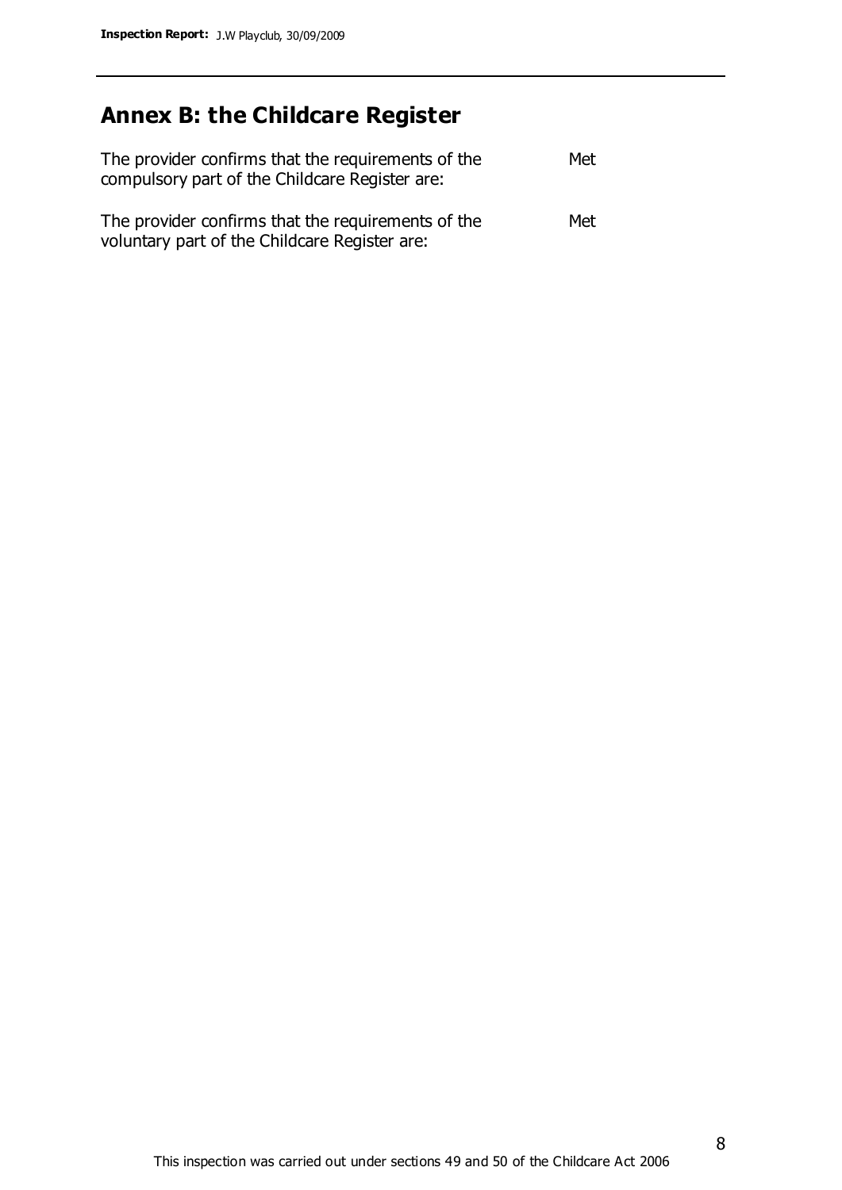## Annex B: the Childcare Register

| | |
|---|---|
| The provider confirms that the requirements of the compulsory part of the Childcare Register are: | Met |
| The provider confirms that the requirements of the voluntary part of the Childcare Register are: | Met |

This inspection was carried out under sections 49 and 50 of the Childcare Act 2006